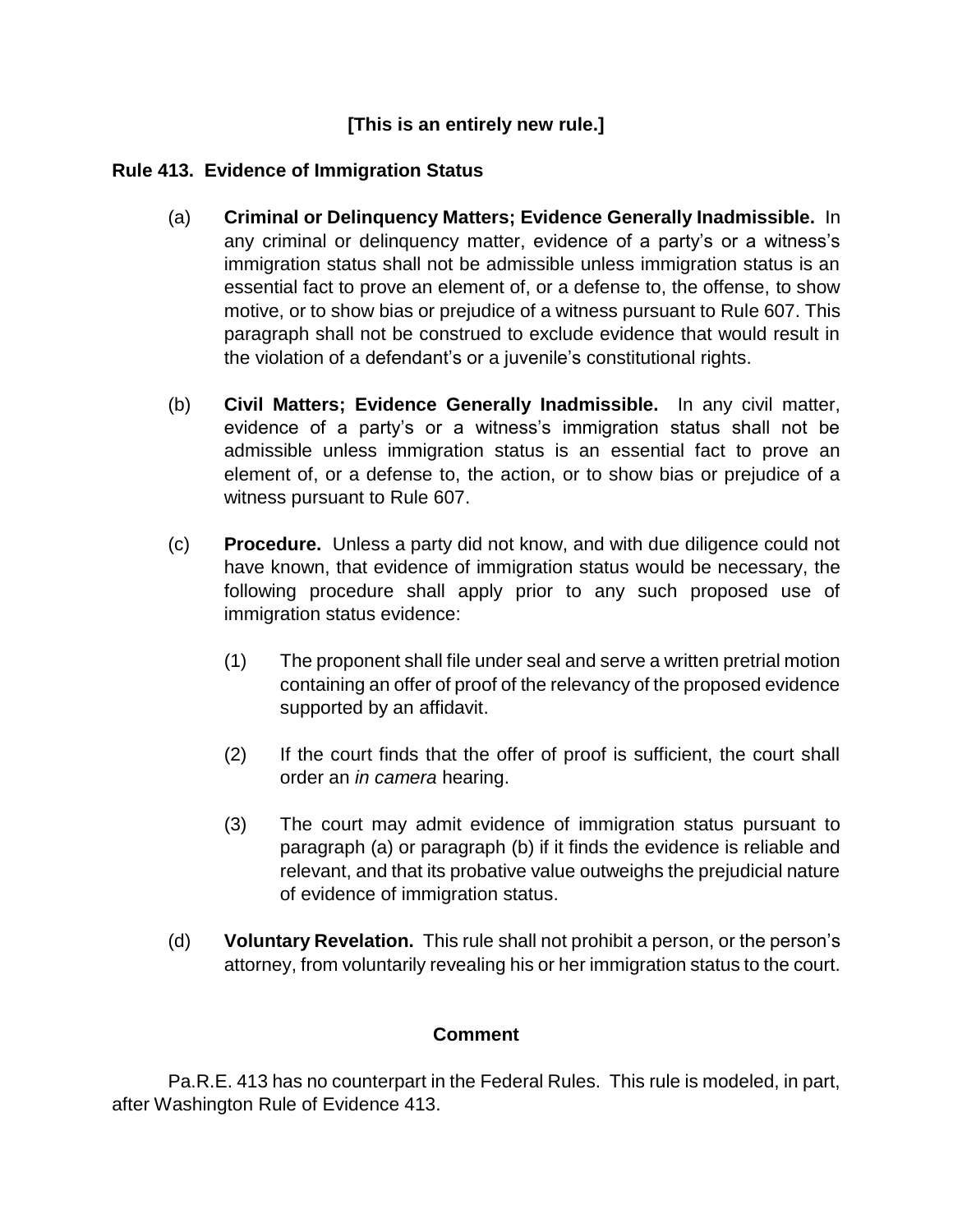**[This is an entirely new rule.]**

## Rule 413. Evidence of Immigration Status

(a) **Criminal or Delinquency Matters; Evidence Generally Inadmissible.** In any criminal or delinquency matter, evidence of a party's or a witness's immigration status shall not be admissible unless immigration status is an essential fact to prove an element of, or a defense to, the offense, to show motive, or to show bias or prejudice of a witness pursuant to Rule 607. This paragraph shall not be construed to exclude evidence that would result in the violation of a defendant's or a juvenile's constitutional rights.

(b) **Civil Matters; Evidence Generally Inadmissible.** In any civil matter, evidence of a party's or a witness's immigration status shall not be admissible unless immigration status is an essential fact to prove an element of, or a defense to, the action, or to show bias or prejudice of a witness pursuant to Rule 607.

(c) **Procedure.** Unless a party did not know, and with due diligence could not have known, that evidence of immigration status would be necessary, the following procedure shall apply prior to any such proposed use of immigration status evidence:

(1) The proponent shall file under seal and serve a written pretrial motion containing an offer of proof of the relevancy of the proposed evidence supported by an affidavit.

(2) If the court finds that the offer of proof is sufficient, the court shall order an *in camera* hearing.

(3) The court may admit evidence of immigration status pursuant to paragraph (a) or paragraph (b) if it finds the evidence is reliable and relevant, and that its probative value outweighs the prejudicial nature of evidence of immigration status.

(d) **Voluntary Revelation.** This rule shall not prohibit a person, or the person's attorney, from voluntarily revealing his or her immigration status to the court.

### Comment

Pa.R.E. 413 has no counterpart in the Federal Rules. This rule is modeled, in part, after Washington Rule of Evidence 413.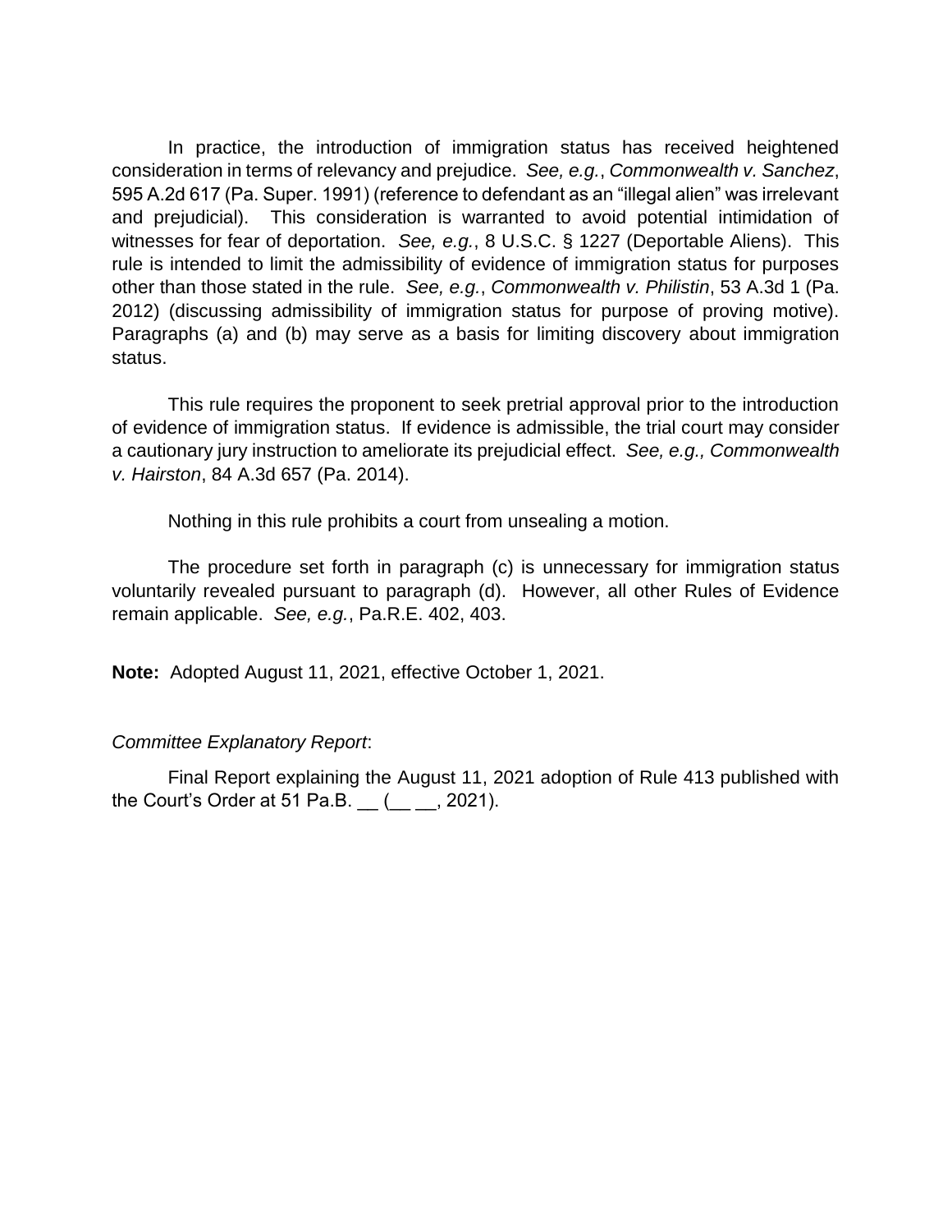In practice, the introduction of immigration status has received heightened consideration in terms of relevancy and prejudice. *See, e.g.*, *Commonwealth v. Sanchez*, 595 A.2d 617 (Pa. Super. 1991) (reference to defendant as an "illegal alien" was irrelevant and prejudicial). This consideration is warranted to avoid potential intimidation of witnesses for fear of deportation. *See, e.g.*, 8 U.S.C. § 1227 (Deportable Aliens). This rule is intended to limit the admissibility of evidence of immigration status for purposes other than those stated in the rule. *See, e.g.*, *Commonwealth v. Philistin*, 53 A.3d 1 (Pa. 2012) (discussing admissibility of immigration status for purpose of proving motive). Paragraphs (a) and (b) may serve as a basis for limiting discovery about immigration status.

This rule requires the proponent to seek pretrial approval prior to the introduction of evidence of immigration status. If evidence is admissible, the trial court may consider a cautionary jury instruction to ameliorate its prejudicial effect. *See, e.g., Commonwealth v. Hairston*, 84 A.3d 657 (Pa. 2014).

Nothing in this rule prohibits a court from unsealing a motion.

The procedure set forth in paragraph (c) is unnecessary for immigration status voluntarily revealed pursuant to paragraph (d). However, all other Rules of Evidence remain applicable. *See, e.g.*, Pa.R.E. 402, 403.

**Note:** Adopted August 11, 2021, effective October 1, 2021.

*Committee Explanatory Report*:

Final Report explaining the August 11, 2021 adoption of Rule 413 published with the Court's Order at 51 Pa.B. __ (__ __, 2021).